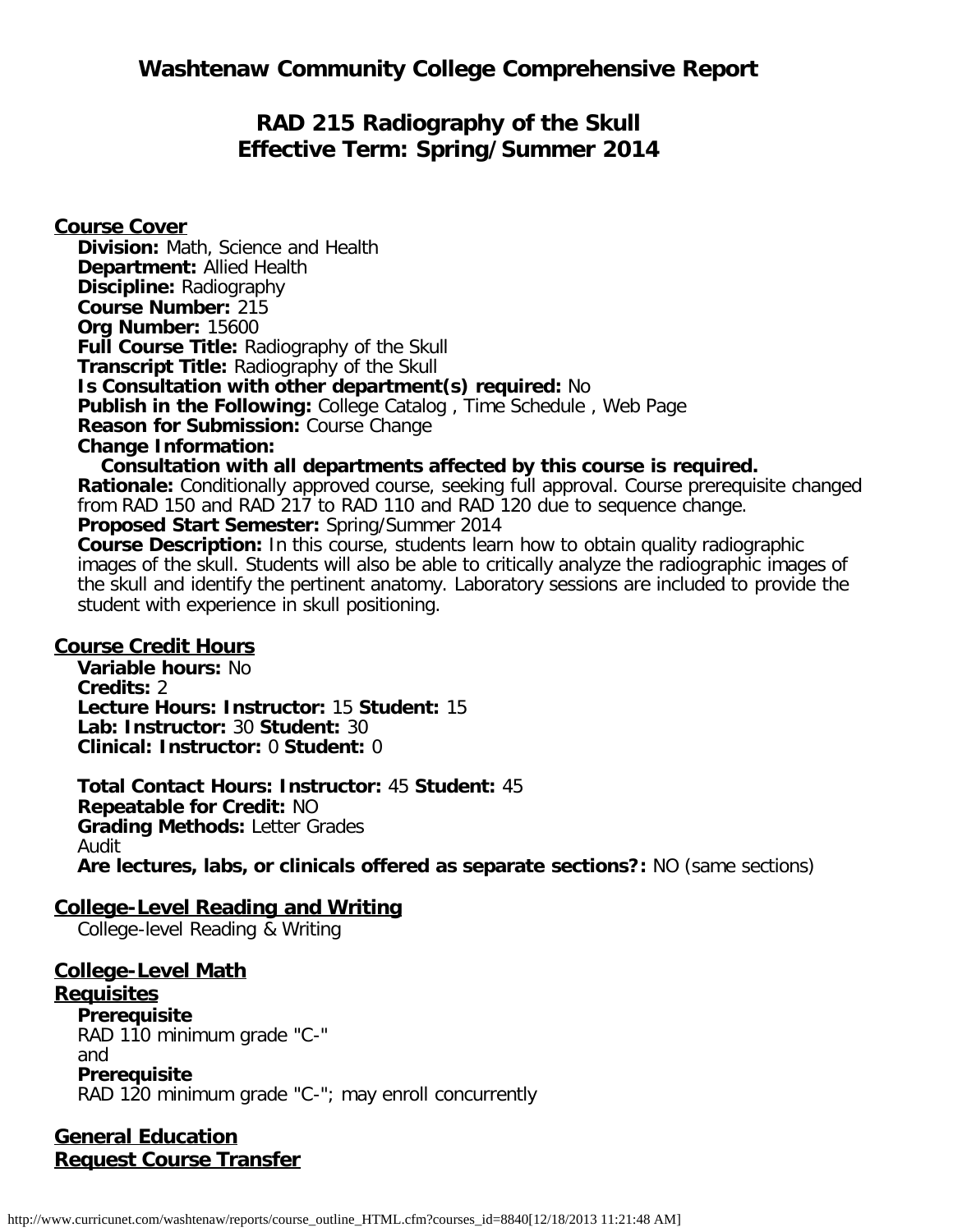# Washtenaw Community College Comprehensive Report

## RAD 215 Radiography of the Skull
## Effective Term: Spring/Summer 2014

### Course Cover

**Division:** Math, Science and Health
**Department:** Allied Health
**Discipline:** Radiography
**Course Number:** 215
**Org Number:** 15600
**Full Course Title:** Radiography of the Skull
**Transcript Title:** Radiography of the Skull
**Is Consultation with other department(s) required:** No
**Publish in the Following:** College Catalog , Time Schedule , Web Page
**Reason for Submission:** Course Change
**Change Information:**

**Consultation with all departments affected by this course is required.**

**Rationale:** Conditionally approved course, seeking full approval. Course prerequisite changed from RAD 150 and RAD 217 to RAD 110 and RAD 120 due to sequence change.
**Proposed Start Semester:** Spring/Summer 2014
**Course Description:** In this course, students learn how to obtain quality radiographic images of the skull. Students will also be able to critically analyze the radiographic images of the skull and identify the pertinent anatomy. Laboratory sessions are included to provide the student with experience in skull positioning.

### Course Credit Hours

**Variable hours:** No
**Credits:** 2
**Lecture Hours: Instructor:** 15 **Student:** 15
**Lab: Instructor:** 30 **Student:** 30
**Clinical: Instructor:** 0 **Student:** 0

**Total Contact Hours: Instructor:** 45 **Student:** 45
**Repeatable for Credit:** NO
**Grading Methods:** Letter Grades
Audit
**Are lectures, labs, or clinicals offered as separate sections?:** NO (same sections)

### College-Level Reading and Writing

College-level Reading & Writing

### College-Level Math

### Requisites

**Prerequisite**
RAD 110 minimum grade "C-"
and
**Prerequisite**
RAD 120 minimum grade "C-"; may enroll concurrently

### General Education

### Request Course Transfer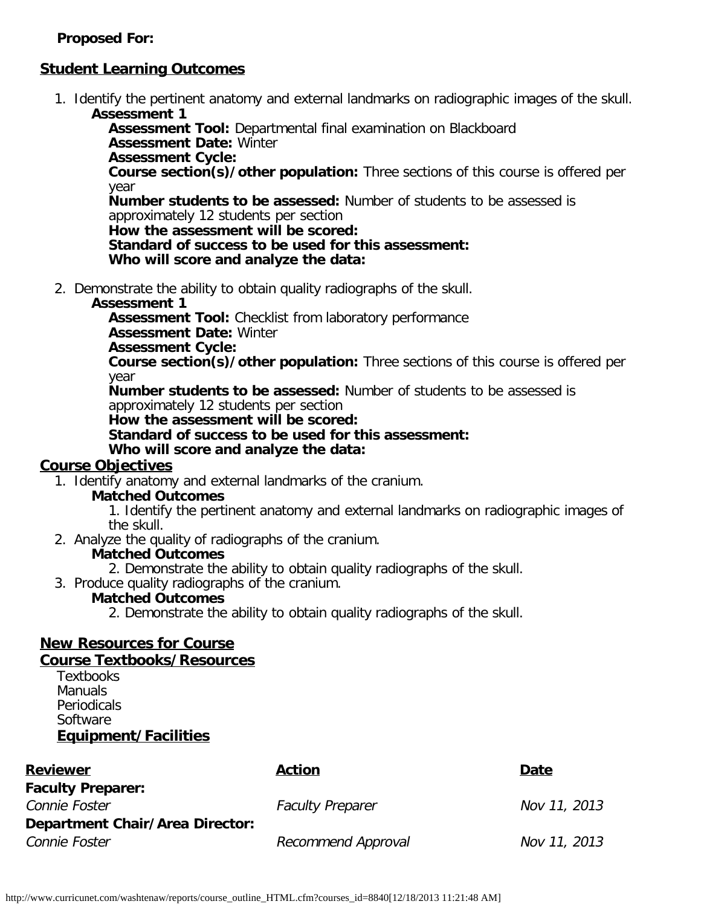**Proposed For:**

## Student Learning Outcomes

1. Identify the pertinent anatomy and external landmarks on radiographic images of the skull.
   **Assessment 1**
   **Assessment Tool:** Departmental final examination on Blackboard
   **Assessment Date:** Winter
   **Assessment Cycle:**
   **Course section(s)/other population:** Three sections of this course is offered per year
   **Number students to be assessed:** Number of students to be assessed is approximately 12 students per section
   **How the assessment will be scored:**
   **Standard of success to be used for this assessment:**
   **Who will score and analyze the data:**

2. Demonstrate the ability to obtain quality radiographs of the skull.
   **Assessment 1**
   **Assessment Tool:** Checklist from laboratory performance
   **Assessment Date:** Winter
   **Assessment Cycle:**
   **Course section(s)/other population:** Three sections of this course is offered per year
   **Number students to be assessed:** Number of students to be assessed is approximately 12 students per section
   **How the assessment will be scored:**
   **Standard of success to be used for this assessment:**
   **Who will score and analyze the data:**

## Course Objectives

1. Identify anatomy and external landmarks of the cranium.
   **Matched Outcomes**
   1. Identify the pertinent anatomy and external landmarks on radiographic images of the skull.
2. Analyze the quality of radiographs of the cranium.
   **Matched Outcomes**
   2. Demonstrate the ability to obtain quality radiographs of the skull.
3. Produce quality radiographs of the cranium.
   **Matched Outcomes**
   2. Demonstrate the ability to obtain quality radiographs of the skull.

## New Resources for Course

## Course Textbooks/Resources

Textbooks
Manuals
Periodicals
Software

### Equipment/Facilities

| Reviewer | Action | Date |
|---|---|---|
| **Faculty Preparer:** | | |
| *Connie Foster* | *Faculty Preparer* | *Nov 11, 2013* |
| **Department Chair/Area Director:** | | |
| *Connie Foster* | *Recommend Approval* | *Nov 11, 2013* |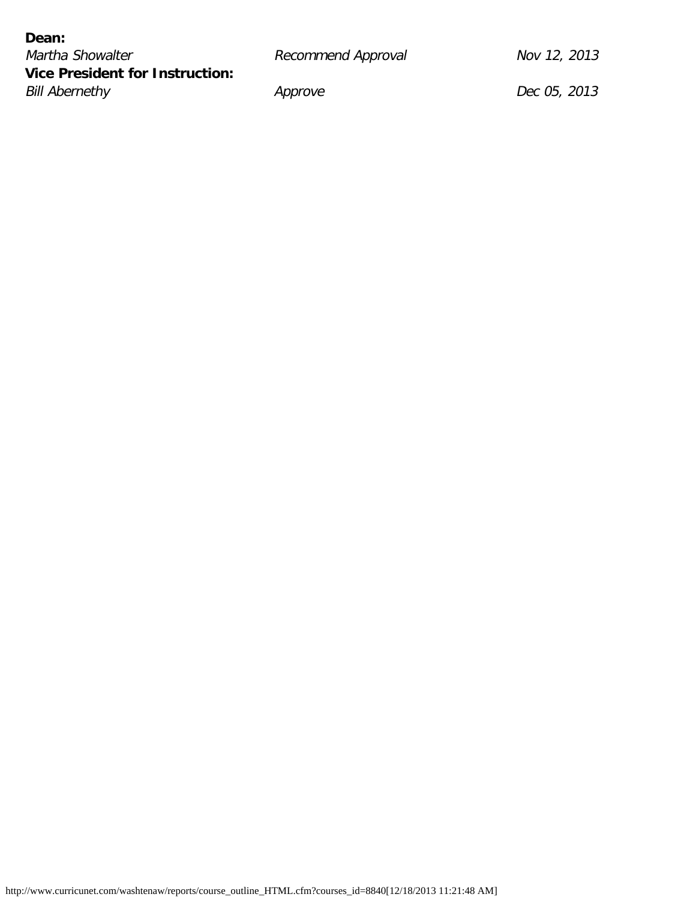**Dean:**

| | | |
|---|---|---|
| *Martha Showalter* | *Recommend Approval* | *Nov 12, 2013* |

**Vice President for Instruction:**

| | | |
|---|---|---|
| *Bill Abernethy* | *Approve* | *Dec 05, 2013* |